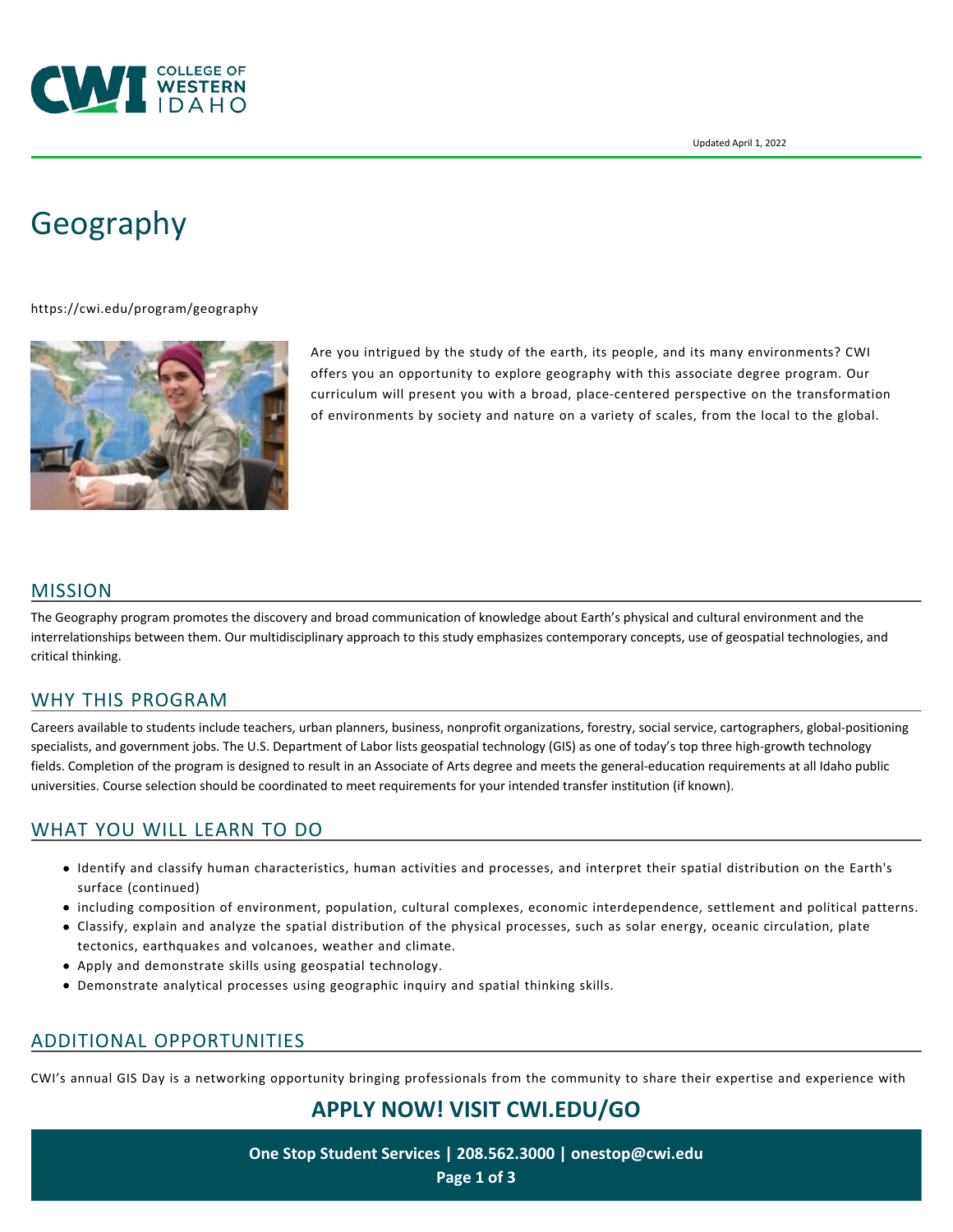Updated April 1, 2022

# Geography

https://cwi.edu/program/geography

Are you intrigued by the study of the earth, its people, and its many environments? CWI offers you an opportunity to explore geography with this associate degree program. Our curriculum will present you with a broad, place-centered perspective on the transformation of environments by society and nature on a variety of scales, from the local to the global.

## MISSION

The Geography program promotes the discovery and broad communication of knowledge about Earth's physical and cultural environment and the interrelationships between them. Our multidisciplinary approach to this study emphasizes contemporary concepts, use of geospatial technologies, and critical thinking.

## WHY THIS PROGRAM

Careers available to students include teachers, urban planners, business, nonprofit organizations, forestry, social service, cartographers, global-positioning specialists, and government jobs. The U.S. Department of Labor lists geospatial technology (GIS) as one of today's top three high-growth technology fields. Completion of the program is designed to result in an Associate of Arts degree and meets the general-education requirements at all Idaho public universities. Course selection should be coordinated to meet requirements for your intended transfer institution (if known).

## WHAT YOU WILL LEARN TO DO

- Identify and classify human characteristics, human activities and processes, and interpret their spatial distribution on the Earth's surface (continued)
- including composition of environment, population, cultural complexes, economic interdependence, settlement and political patterns.
- Classify, explain and analyze the spatial distribution of the physical processes, such as solar energy, oceanic circulation, plate tectonics, earthquakes and volcanoes, weather and climate.
- Apply and demonstrate skills using geospatial technology.
- Demonstrate analytical processes using geographic inquiry and spatial thinking skills.

## ADDITIONAL OPPORTUNITIES

CWI's annual GIS Day is a networking opportunity bringing professionals from the community to share their expertise and experience with

**APPLY NOW! VISIT CWI.EDU/GO**

**One Stop Student Services | 208.562.3000 | onestop@cwi.edu**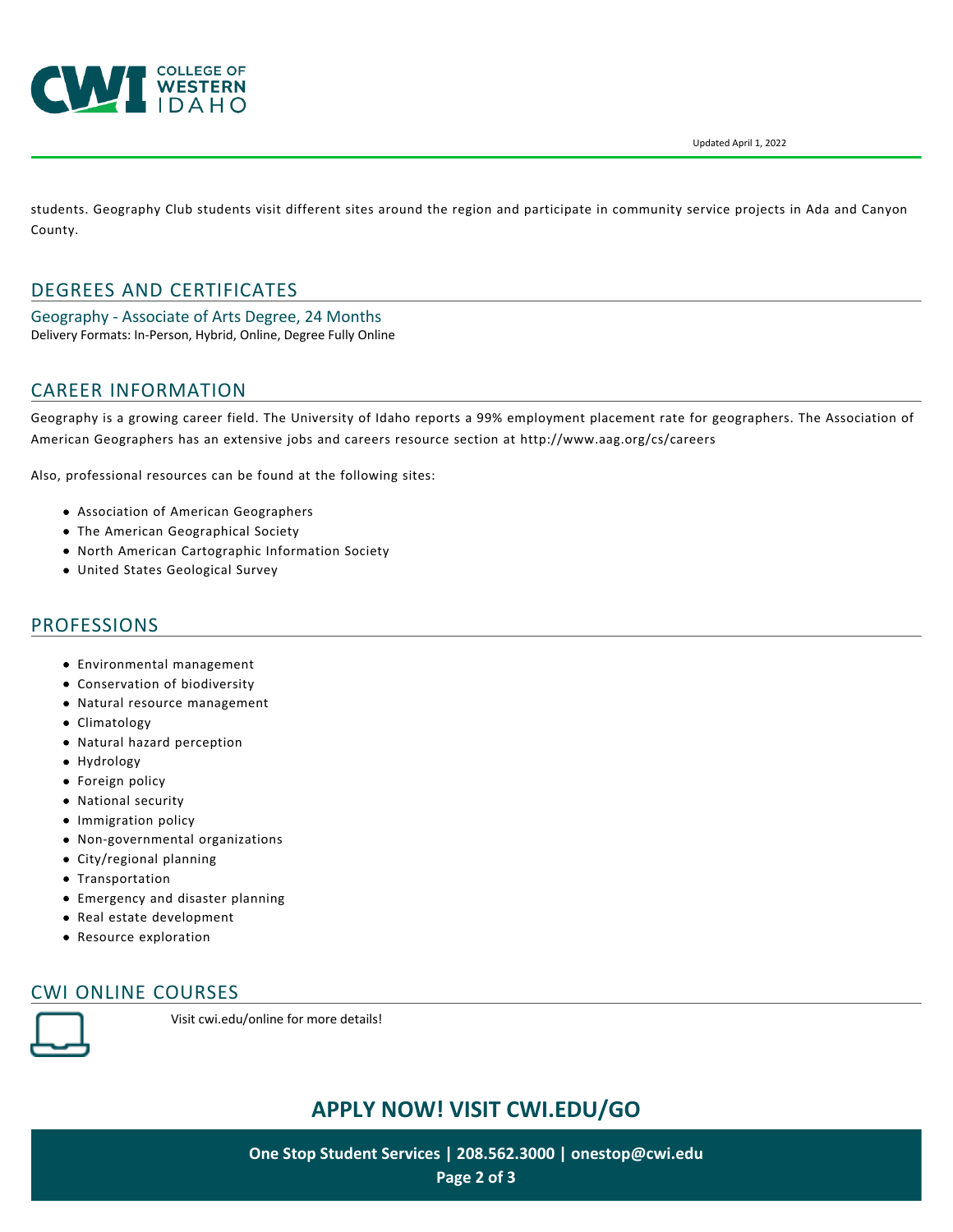students. Geography Club students visit different sites around the region and participate in community service projects in Ada and Canyon County.

## DEGREES AND CERTIFICATES

### Geography - Associate of Arts Degree, 24 Months

Delivery Formats: In-Person, Hybrid, Online, Degree Fully Online

## CAREER INFORMATION

Geography is a growing career field. The University of Idaho reports a 99% employment placement rate for geographers. The Association of American Geographers has an extensive jobs and careers resource section at http://www.aag.org/cs/careers

Also, professional resources can be found at the following sites:

- Association of American Geographers
- The American Geographical Society
- North American Cartographic Information Society
- United States Geological Survey

## PROFESSIONS

- Environmental management
- Conservation of biodiversity
- Natural resource management
- Climatology
- Natural hazard perception
- Hydrology
- Foreign policy
- National security
- Immigration policy
- Non-governmental organizations
- City/regional planning
- Transportation
- Emergency and disaster planning
- Real estate development
- Resource exploration

## CWI ONLINE COURSES

Visit cwi.edu/online for more details!

**APPLY NOW! VISIT CWI.EDU/GO**

**One Stop Student Services | 208.562.3000 | onestop@cwi.edu**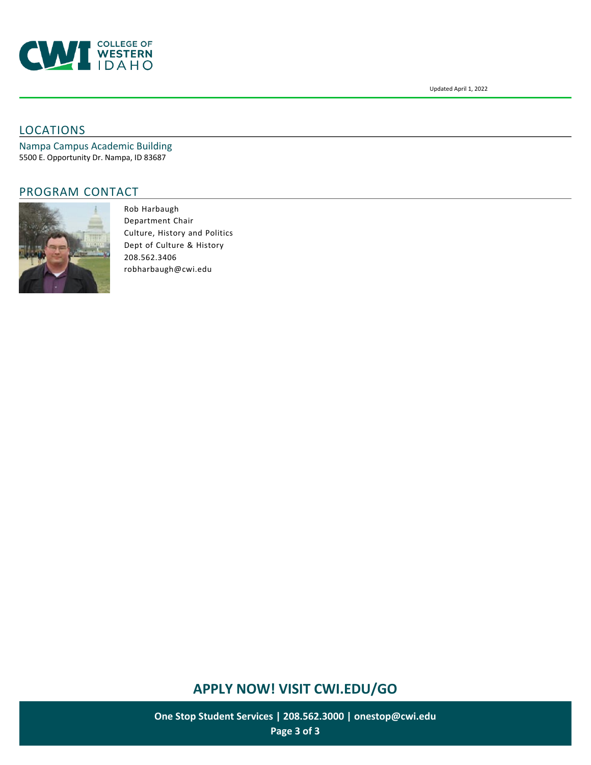Updated April 1, 2022

## LOCATIONS

### Nampa Campus Academic Building

5500 E. Opportunity Dr. Nampa, ID 83687

## PROGRAM CONTACT

Rob Harbaugh
Department Chair
Culture, History and Politics
Dept of Culture & History
208.562.3406
robharbaugh@cwi.edu

## APPLY NOW! VISIT CWI.EDU/GO

**One Stop Student Services | 208.562.3000 | onestop@cwi.edu**